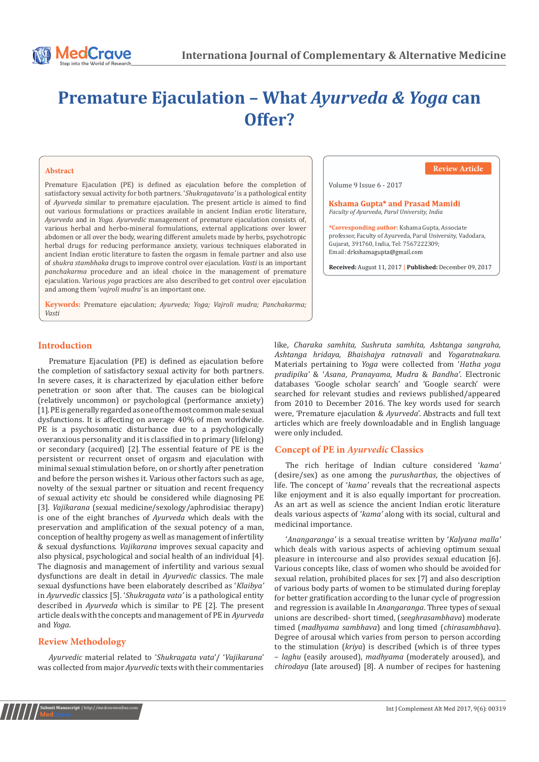# Premature Ejaculation – What *Ayurveda & Yoga* can Offer?

Review Article

Volume 9 Issue 6 - 2017

**Kshama Gupta\* and Prasad Mamidi**

*Faculty of Ayurveda, Parul University, India*

**\*Corresponding author:** Kshama Gupta, Associate professor, Faculty of Ayurveda, Parul University, Vadodara, Gujarat, 391760, India, Tel: 7567222309; Email: drkshamagupta@gmail.com

**Received:** August 11, 2017 | **Published:** December 09, 2017

## Abstract

Premature Ejaculation (PE) is defined as ejaculation before the completion of satisfactory sexual activity for both partners. '*Shukragatavata'* is a pathological entity of *Ayurveda* similar to premature ejaculation. The present article is aimed to find out various formulations or practices available in ancient Indian erotic literature, *Ayurveda* and in *Yoga. Ayurvedic* management of premature ejaculation consists of, various herbal and herbo-mineral formulations, external applications over lower abdomen or all over the body, wearing different amulets made by herbs, psychotropic herbal drugs for reducing performance anxiety, various techniques elaborated in ancient Indian erotic literature to fasten the orgasm in female partner and also use of *shukra stambhaka* drugs to improve control over ejaculation. *Vasti* is an important *panchakarma* procedure and an ideal choice in the management of premature ejaculation. Various *yoga* practices are also described to get control over ejaculation and among them '*vajroli mudra'* is an important one.

**Keywords:** Premature ejaculation; *Ayurveda; Yoga; Vajroli mudra; Panchakarma; Vasti*

## Introduction

Premature Ejaculation (PE) is defined as ejaculation before the completion of satisfactory sexual activity for both partners. In severe cases, it is characterized by ejaculation either before penetration or soon after that. The causes can be biological (relatively uncommon) or psychological (performance anxiety) [1]. PE is generally regarded as one of the most common male sexual dysfunctions. It is affecting on average 40% of men worldwide. PE is a psychosomatic disturbance due to a psychologically overanxious personality and it is classified in to primary (lifelong) or secondary (acquired) [2]. The essential feature of PE is the persistent or recurrent onset of orgasm and ejaculation with minimal sexual stimulation before, on or shortly after penetration and before the person wishes it. Various other factors such as age, novelty of the sexual partner or situation and recent frequency of sexual activity etc should be considered while diagnosing PE [3]. *Vajikarana* (sexual medicine/sexology/aphrodisiac therapy) is one of the eight branches of *Ayurveda* which deals with the preservation and amplification of the sexual potency of a man, conception of healthy progeny as well as management of infertility & sexual dysfunctions. *Vajikarana* improves sexual capacity and also physical, psychological and social health of an individual [4]. The diagnosis and management of infertility and various sexual dysfunctions are dealt in detail in *Ayurvedic* classics. The male sexual dysfunctions have been elaborately described as '*Klaibya'* in *Ayurvedic* classics [5]. '*Shukragata vata'* is a pathological entity described in *Ayurveda* which is similar to PE [2]. The present article deals with the concepts and management of PE in *Ayurveda* and *Yoga*.

## Review Methodology

*Ayurvedic* material related to '*Shukragata vata*'/ '*Vajikarana*' was collected from major *Ayurvedic* texts with their commentaries like, *Charaka samhita, Sushruta samhita, Ashtanga sangraha, Ashtanga hridaya, Bhaishajya ratnavali* and *Yogaratnakara.* Materials pertaining to *Yoga* were collected from '*Hatha yoga pradipika*' & '*Asana*, *Pranayama*, *Mudra* & *Bandha'*. Electronic databases 'Google scholar search' and 'Google search' were searched for relevant studies and reviews published/appeared from 2010 to December 2016. The key words used for search were, 'Premature ejaculation & *Ayurveda*'. Abstracts and full text articles which are freely downloadable and in English language were only included.

## Concept of PE in *Ayurvedic* Classics

The rich heritage of Indian culture considered *'kama'* (desire/sex) as one among the *purusharthas*, the objectives of life. The concept of '*kama'* reveals that the recreational aspects like enjoyment and it is also equally important for procreation. As an art as well as science the ancient Indian erotic literature deals various aspects of '*kama'* along with its social, cultural and medicinal importance.

'*Anangaranga'* is a sexual treatise written by '*Kalyana malla'* which deals with various aspects of achieving optimum sexual pleasure in intercourse and also provides sexual education [6]. Various concepts like, class of women who should be avoided for sexual relation, prohibited places for sex [7] and also description of various body parts of women to be stimulated during foreplay for better gratification according to the lunar cycle of progression and regression is available In *Anangaranga*. Three types of sexual unions are described- short timed, (*seeghrasambhava*) moderate timed (*madhyama sambhava*) and long timed (*chirasambhava*). Degree of arousal which varies from person to person according to the stimulation (*kriya*) is described (which is of three types – *laghu* (easily aroused), *madhyama* (moderately aroused), and *chirodaya* (late aroused) [8]. A number of recipes for hastening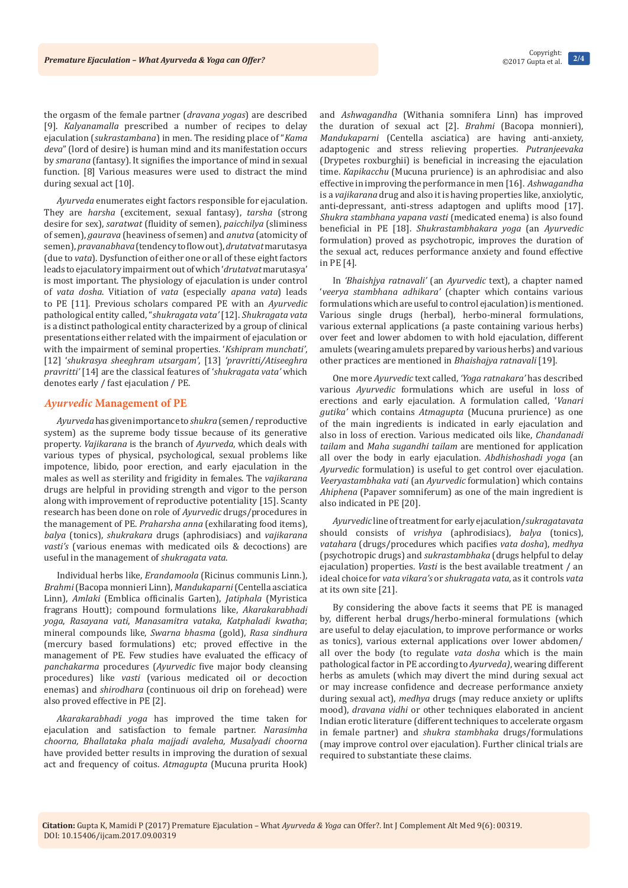the orgasm of the female partner (*dravana yogas*) are described [9]. *Kalyanamalla* prescribed a number of recipes to delay ejaculation (*sukrastambana*) in men. The residing place of "*Kama deva*" (lord of desire) is human mind and its manifestation occurs by *smarana* (fantasy). It signifies the importance of mind in sexual function. [8] Various measures were used to distract the mind during sexual act [10].

*Ayurveda* enumerates eight factors responsible for ejaculation. They are *harsha* (excitement, sexual fantasy), *tarsha* (strong desire for sex), *saratwat* (fluidity of semen), *paicchilya* (sliminess of semen), *gaurava* (heaviness of semen) and *anutva* (atomicity of semen), *pravanabhava* (tendency to flow out), *drutatvat* marutasya (due to *vata*). Dysfunction of either one or all of these eight factors leads to ejaculatory impairment out of which '*drutatvat* marutasya' is most important. The physiology of ejaculation is under control of *vata dosha*. Vitiation of *vata* (especially *apana vata*) leads to PE [11]. Previous scholars compared PE with an *Ayurvedic* pathological entity called, "*shukragata vata'* [12]. *Shukragata vata* is a distinct pathological entity characterized by a group of clinical presentations either related with the impairment of ejaculation or with the impairment of seminal properties. '*Kshipram munchati'*, [12] *'shukrasya sheeghram utsargam'*, [13] *'pravritti/Atiseeghra pravritti'* [14] are the classical features of '*shukragata vata'* which denotes early / fast ejaculation / PE.

## *Ayurvedic* Management of PE

*Ayurveda* has given importance to *shukra* (semen / reproductive system) as the supreme body tissue because of its generative property. *Vajikarana* is the branch of *Ayurveda*, which deals with various types of physical, psychological, sexual problems like impotence, libido, poor erection, and early ejaculation in the males as well as sterility and frigidity in females. The *vajikarana* drugs are helpful in providing strength and vigor to the person along with improvement of reproductive potentiality [15]. Scanty research has been done on role of *Ayurvedic* drugs/procedures in the management of PE. *Praharsha anna* (exhilarating food items), *balya* (tonics), *shukrakara* drugs (aphrodisiacs) and *vajikarana vasti's* (various enemas with medicated oils & decoctions) are useful in the management of *shukragata vata*.

Individual herbs like, *Erandamoola* (Ricinus communis Linn.), *Brahmi* (Bacopa monnieri Linn), *Mandukaparni* (Centella asciatica Linn), *Amlaki* (Emblica officinalis Garten), *Jatiphala* (Myristica fragrans Houtt); compound formulations like, *Akarakarabhadi yoga*, *Rasayana vati*, *Manasamitra vataka*, *Katphaladi kwatha*; mineral compounds like, *Swarna bhasma* (gold), *Rasa sindhura* (mercury based formulations) etc; proved effective in the management of PE. Few studies have evaluated the efficacy of *panchakarma* procedures (*Ayurvedic* five major body cleansing procedures) like *vasti* (various medicated oil or decoction enemas) and *shirodhara* (continuous oil drip on forehead) were also proved effective in PE [2].

*Akarakarabhadi yoga* has improved the time taken for ejaculation and satisfaction to female partner. *Narasimha choorna, Bhallataka phala majjadi avaleha, Musalyadi choorna* have provided better results in improving the duration of sexual act and frequency of coitus. *Atmagupta* (Mucuna prurita Hook) and *Ashwagandha* (Withania somnifera Linn) has improved the duration of sexual act [2]. *Brahmi* (Bacopa monnieri), *Mandukaparni* (Centella asciatica) are having anti-anxiety, adaptogenic and stress relieving properties. *Putranjeevaka* (Drypetes roxburghii) is beneficial in increasing the ejaculation time. *Kapikacchu* (Mucuna prurience) is an aphrodisiac and also effective in improving the performance in men [16]. *Ashwagandha* is a *vajikarana* drug and also it is having properties like, anxiolytic, anti-depressant, anti-stress adaptogen and uplifts mood [17]. *Shukra stambhana yapana vasti* (medicated enema) is also found beneficial in PE [18]. *Shukrastambhakara yoga* (an *Ayurvedic* formulation) proved as psychotropic, improves the duration of the sexual act, reduces performance anxiety and found effective in PE [4].

In *'Bhaishjya ratnavali'* (an *Ayurvedic* text), a chapter named '*veerya stambhana adhikara'* (chapter which contains various formulations which are useful to control ejaculation) is mentioned. Various single drugs (herbal), herbo-mineral formulations, various external applications (a paste containing various herbs) over feet and lower abdomen to with hold ejaculation, different amulets (wearing amulets prepared by various herbs) and various other practices are mentioned in *Bhaishajya ratnavali* [19].

One more *Ayurvedic* text called, *'Yoga ratnakara'* has described various *Ayurvedic* formulations which are useful in loss of erections and early ejaculation. A formulation called, '*Vanari gutika'* which contains *Atmagupta* (Mucuna prurience) as one of the main ingredients is indicated in early ejaculation and also in loss of erection. Various medicated oils like, *Chandanadi tailam* and *Maha sugandhi tailam* are mentioned for application all over the body in early ejaculation. *Abdhishoshadi yoga* (an *Ayurvedic* formulation) is useful to get control over ejaculation. *Veeryastambhaka vati* (an *Ayurvedic* formulation) which contains *Ahiphena* (Papaver somniferum) as one of the main ingredient is also indicated in PE [20].

*Ayurvedic* line of treatment for early ejaculation/*sukragatavata* should consists of *vrishya* (aphrodisiacs), *balya* (tonics), *vatahara* (drugs/procedures which pacifies *vata dosha*), *medhya* (psychotropic drugs) and *sukrastambhaka* (drugs helpful to delay ejaculation) properties. *Vasti* is the best available treatment / an ideal choice for *vata vikara's* or *shukragata vata*, as it controls *vata* at its own site [21].

By considering the above facts it seems that PE is managed by, different herbal drugs/herbo-mineral formulations (which are useful to delay ejaculation, to improve performance or works as tonics), various external applications over lower abdomen/ all over the body (to regulate *vata dosha* which is the main pathological factor in PE according to *Ayurveda)*, wearing different herbs as amulets (which may divert the mind during sexual act or may increase confidence and decrease performance anxiety during sexual act), *medhya* drugs (may reduce anxiety or uplifts mood), *dravana vidhi* or other techniques elaborated in ancient Indian erotic literature (different techniques to accelerate orgasm in female partner) and *shukra stambhaka* drugs/formulations (may improve control over ejaculation). Further clinical trials are required to substantiate these claims.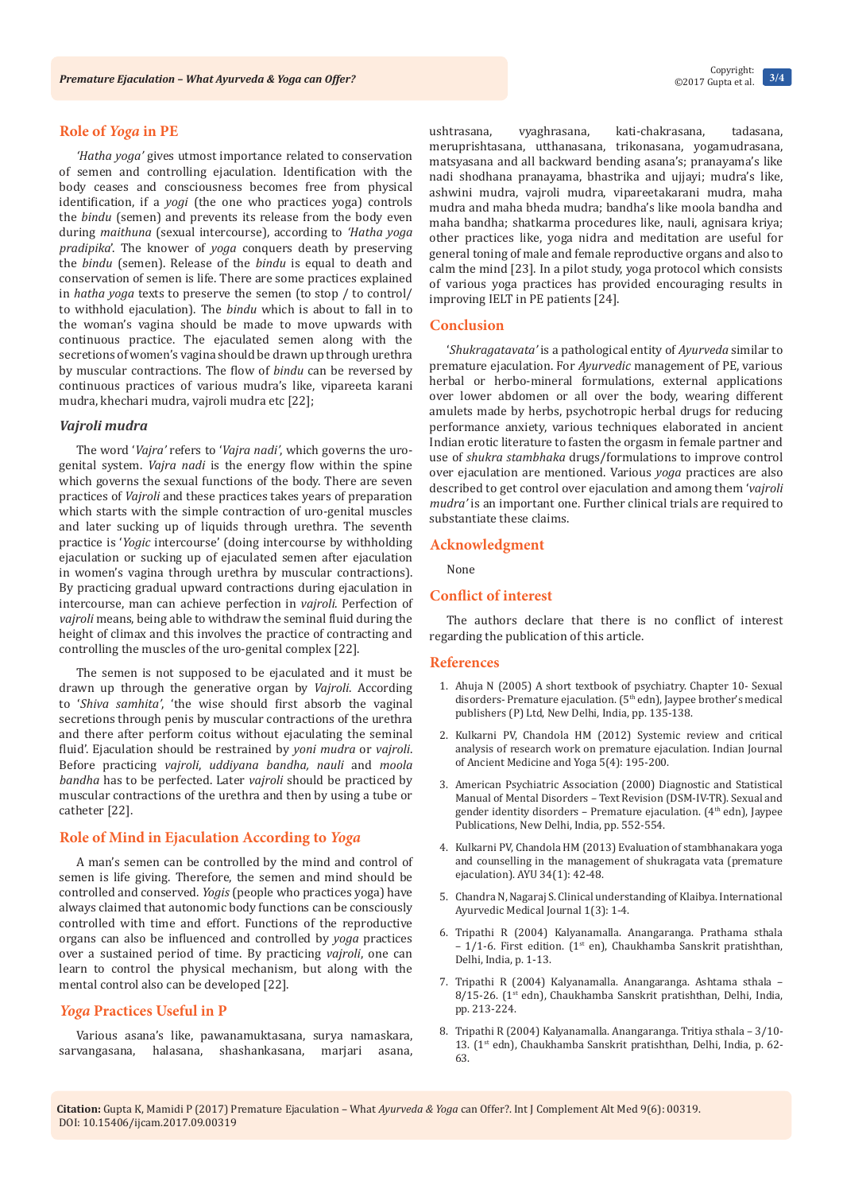## Role of *Yoga* in PE

*'Hatha yoga'* gives utmost importance related to conservation of semen and controlling ejaculation. Identification with the body ceases and consciousness becomes free from physical identification, if a *yogi* (the one who practices yoga) controls the *bindu* (semen) and prevents its release from the body even during *maithuna* (sexual intercourse), according to *'Hatha yoga pradipika'*. The knower of *yoga* conquers death by preserving the *bindu* (semen). Release of the *bindu* is equal to death and conservation of semen is life. There are some practices explained in *hatha yoga* texts to preserve the semen (to stop / to control/ to withhold ejaculation). The *bindu* which is about to fall in to the woman's vagina should be made to move upwards with continuous practice. The ejaculated semen along with the secretions of women's vagina should be drawn up through urethra by muscular contractions. The flow of *bindu* can be reversed by continuous practices of various mudra's like, vipareeta karani mudra, khechari mudra, vajroli mudra etc [22];

### *Vajroli mudra*

The word '*Vajra'* refers to '*Vajra nadi'*, which governs the uro-genital system. *Vajra nadi* is the energy flow within the spine which governs the sexual functions of the body. There are seven practices of *Vajroli* and these practices takes years of preparation which starts with the simple contraction of uro-genital muscles and later sucking up of liquids through urethra. The seventh practice is '*Yogic* intercourse' (doing intercourse by withholding ejaculation or sucking up of ejaculated semen after ejaculation in women's vagina through urethra by muscular contractions). By practicing gradual upward contractions during ejaculation in intercourse, man can achieve perfection in *vajroli*. Perfection of *vajroli* means, being able to withdraw the seminal fluid during the height of climax and this involves the practice of contracting and controlling the muscles of the uro-genital complex [22].

The semen is not supposed to be ejaculated and it must be drawn up through the generative organ by *Vajroli*. According to '*Shiva samhita'*, 'the wise should first absorb the vaginal secretions through penis by muscular contractions of the urethra and there after perform coitus without ejaculating the seminal fluid'. Ejaculation should be restrained by *yoni mudra* or *vajroli*. Before practicing *vajroli*, *uddiyana bandha, nauli* and *moola bandha* has to be perfected. Later *vajroli* should be practiced by muscular contractions of the urethra and then by using a tube or catheter [22].

## Role of Mind in Ejaculation According to *Yoga*

A man's semen can be controlled by the mind and control of semen is life giving. Therefore, the semen and mind should be controlled and conserved. *Yogis* (people who practices yoga) have always claimed that autonomic body functions can be consciously controlled with time and effort. Functions of the reproductive organs can also be influenced and controlled by *yoga* practices over a sustained period of time. By practicing *vajroli*, one can learn to control the physical mechanism, but along with the mental control also can be developed [22].

## *Yoga* Practices Useful in P

Various asana's like, pawanamuktasana, surya namaskara, sarvangasana, halasana, shashankasana, marjari asana, ushtrasana, vyaghrasana, kati-chakrasana, tadasana, meruprishtasana, utthanasana, trikonasana, yogamudrasana, matsyasana and all backward bending asana's; pranayama's like nadi shodhana pranayama, bhastrika and ujjayi; mudra's like, ashwini mudra, vajroli mudra, vipareetakarani mudra, maha mudra and maha bheda mudra; bandha's like moola bandha and maha bandha; shatkarma procedures like, nauli, agnisara kriya; other practices like, yoga nidra and meditation are useful for general toning of male and female reproductive organs and also to calm the mind [23]. In a pilot study, yoga protocol which consists of various yoga practices has provided encouraging results in improving IELT in PE patients [24].

## Conclusion

'*Shukragatavata'* is a pathological entity of *Ayurveda* similar to premature ejaculation. For *Ayurvedic* management of PE, various herbal or herbo-mineral formulations, external applications over lower abdomen or all over the body, wearing different amulets made by herbs, psychotropic herbal drugs for reducing performance anxiety, various techniques elaborated in ancient Indian erotic literature to fasten the orgasm in female partner and use of *shukra stambhaka* drugs/formulations to improve control over ejaculation are mentioned. Various *yoga* practices are also described to get control over ejaculation and among them '*vajroli mudra'* is an important one. Further clinical trials are required to substantiate these claims.

## Acknowledgment

None

## Conflict of interest

The authors declare that there is no conflict of interest regarding the publication of this article.

## References

1. Ahuja N (2005) A short textbook of psychiatry. Chapter 10- Sexual disorders- Premature ejaculation. (5th edn), Jaypee brother's medical publishers (P) Ltd, New Delhi, India, pp. 135-138.
2. Kulkarni PV, Chandola HM (2012) Systemic review and critical analysis of research work on premature ejaculation. Indian Journal of Ancient Medicine and Yoga 5(4): 195-200.
3. American Psychiatric Association (2000) Diagnostic and Statistical Manual of Mental Disorders – Text Revision (DSM-IV-TR). Sexual and gender identity disorders – Premature ejaculation. (4th edn), Jaypee Publications, New Delhi, India, pp. 552-554.
4. Kulkarni PV, Chandola HM (2013) Evaluation of stambhanakara yoga and counselling in the management of shukragata vata (premature ejaculation). AYU 34(1): 42-48.
5. Chandra N, Nagaraj S. Clinical understanding of Klaibya. International Ayurvedic Medical Journal 1(3): 1-4.
6. Tripathi R (2004) Kalyanamalla. Anangaranga. Prathama sthala – 1/1-6. First edition. (1st en), Chaukhamba Sanskrit pratishthan, Delhi, India, p. 1-13.
7. Tripathi R (2004) Kalyanamalla. Anangaranga. Ashtama sthala – 8/15-26. (1st edn), Chaukhamba Sanskrit pratishthan, Delhi, India, pp. 213-224.
8. Tripathi R (2004) Kalyanamalla. Anangaranga. Tritiya sthala – 3/10-13. (1st edn), Chaukhamba Sanskrit pratishthan, Delhi, India, p. 62-63.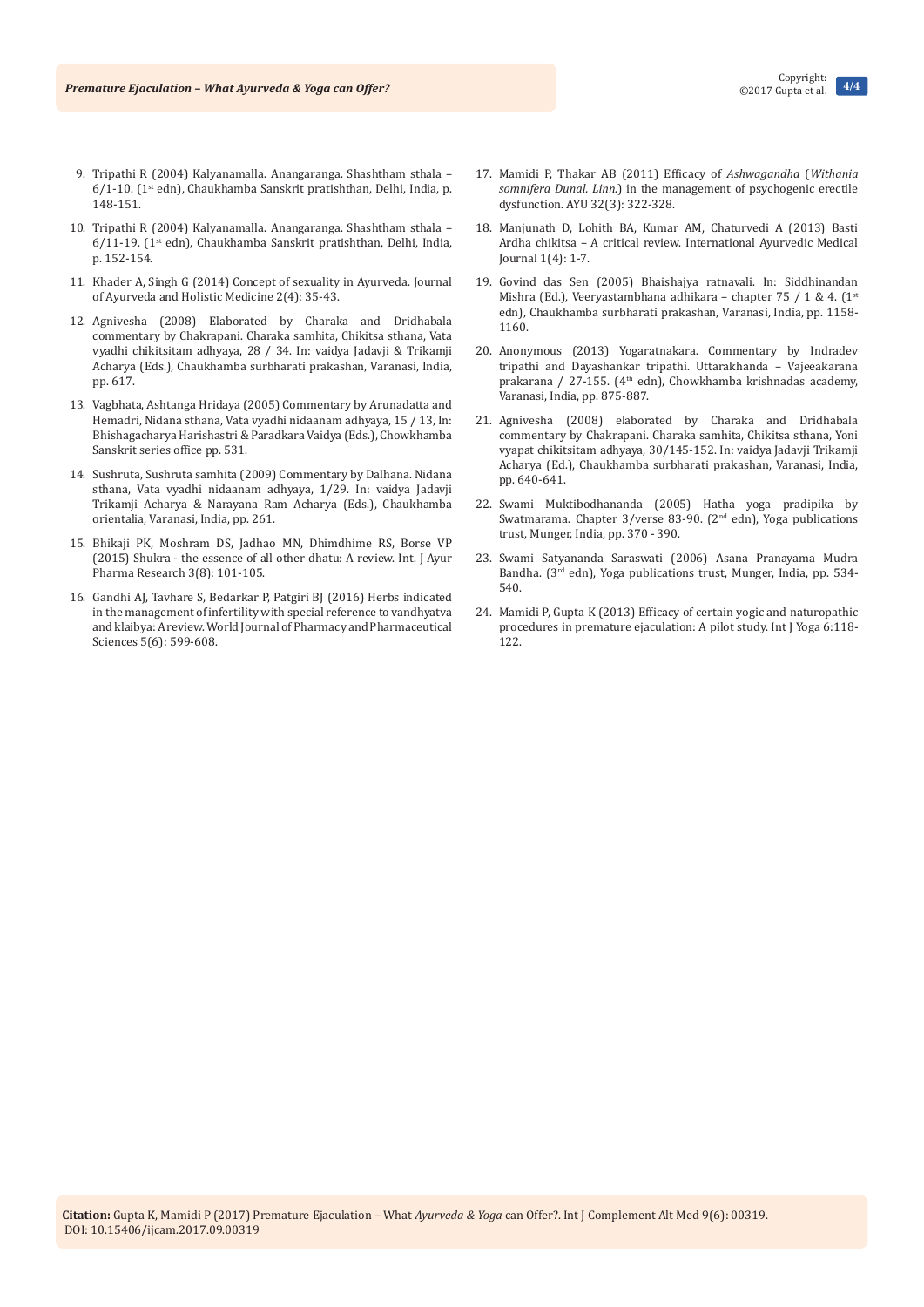9. Tripathi R (2004) Kalyanamalla. Anangaranga. Shashtham sthala – 6/1-10. (1st edn), Chaukhamba Sanskrit pratishthan, Delhi, India, p. 148-151.

10. Tripathi R (2004) Kalyanamalla. Anangaranga. Shashtham sthala – 6/11-19. (1st edn), Chaukhamba Sanskrit pratishthan, Delhi, India, p. 152-154.

11. Khader A, Singh G (2014) Concept of sexuality in Ayurveda. Journal of Ayurveda and Holistic Medicine 2(4): 35-43.

12. Agnivesha (2008) Elaborated by Charaka and Dridhabala commentary by Chakrapani. Charaka samhita, Chikitsa sthana, Vata vyadhi chikitsitam adhyaya, 28 / 34. In: vaidya Jadavji & Trikamji Acharya (Eds.), Chaukhamba surbharati prakashan, Varanasi, India, pp. 617.

13. Vagbhata, Ashtanga Hridaya (2005) Commentary by Arunadatta and Hemadri, Nidana sthana, Vata vyadhi nidaanam adhyaya, 15 / 13, In: Bhishagacharya Harishastri & Paradkara Vaidya (Eds.), Chowkhamba Sanskrit series office pp. 531.

14. Sushruta, Sushruta samhita (2009) Commentary by Dalhana. Nidana sthana, Vata vyadhi nidaanam adhyaya, 1/29. In: vaidya Jadavji Trikamji Acharya & Narayana Ram Acharya (Eds.), Chaukhamba orientalia, Varanasi, India, pp. 261.

15. Bhikaji PK, Moshram DS, Jadhao MN, Dhimdhime RS, Borse VP (2015) Shukra - the essence of all other dhatu: A review. Int. J Ayur Pharma Research 3(8): 101-105.

16. Gandhi AJ, Tavhare S, Bedarkar P, Patgiri BJ (2016) Herbs indicated in the management of infertility with special reference to vandhyatva and klaibya: A review. World Journal of Pharmacy and Pharmaceutical Sciences 5(6): 599-608.

17. Mamidi P, Thakar AB (2011) Efficacy of *Ashwagandha* (*Withania somnifera Dunal. Linn.*) in the management of psychogenic erectile dysfunction. AYU 32(3): 322-328.

18. Manjunath D, Lohith BA, Kumar AM, Chaturvedi A (2013) Basti Ardha chikitsa – A critical review. International Ayurvedic Medical Journal 1(4): 1-7.

19. Govind das Sen (2005) Bhaishajya ratnavali. In: Siddhinandan Mishra (Ed.), Veeryastambhana adhikara – chapter 75 / 1 & 4. (1st edn), Chaukhamba surbharati prakashan, Varanasi, India, pp. 1158-1160.

20. Anonymous (2013) Yogaratnakara. Commentary by Indradev tripathi and Dayashankar tripathi. Uttarakhanda – Vajeeakarana prakarana / 27-155. (4th edn), Chowkhamba krishnadas academy, Varanasi, India, pp. 875-887.

21. Agnivesha (2008) elaborated by Charaka and Dridhabala commentary by Chakrapani. Charaka samhita, Chikitsa sthana, Yoni vyapat chikitsitam adhyaya, 30/145-152. In: vaidya Jadavji Trikamji Acharya (Ed.), Chaukhamba surbharati prakashan, Varanasi, India, pp. 640-641.

22. Swami Muktibodhananda (2005) Hatha yoga pradipika by Swatmarama. Chapter 3/verse 83-90. (2nd edn), Yoga publications trust, Munger, India, pp. 370 - 390.

23. Swami Satyananda Saraswati (2006) Asana Pranayama Mudra Bandha. (3rd edn), Yoga publications trust, Munger, India, pp. 534-540.

24. Mamidi P, Gupta K (2013) Efficacy of certain yogic and naturopathic procedures in premature ejaculation: A pilot study. Int J Yoga 6:118-122.